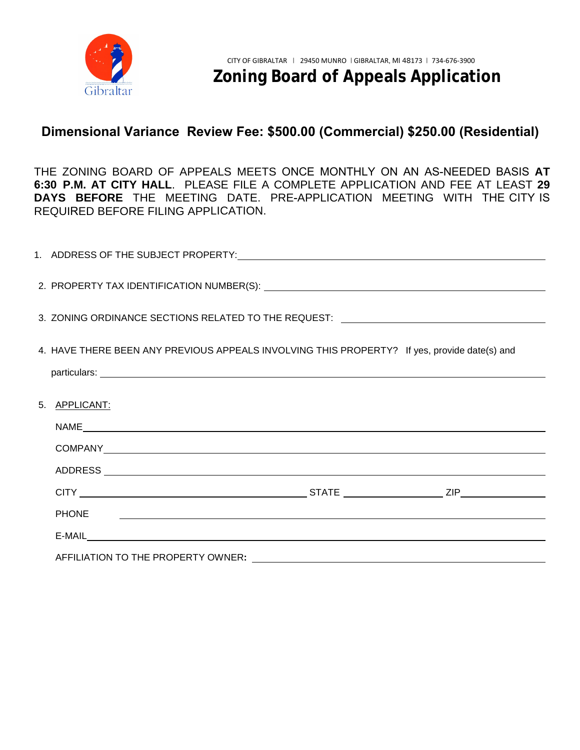CITY OF GIBRALTAR | 29450 MUNRO | GIBRALTAR, MI 48173 | 734-676-3900

# Zoning Board of Appeals Application

## Dimensional Variance Review Fee: $500.00 (Commercial) $250.00 (Residential)

THE ZONING BOARD OF APPEALS MEETS ONCE MONTHLY ON AN AS-NEEDED BASIS **AT 6:30 P.M. AT CITY HALL**. PLEASE FILE A COMPLETE APPLICATION AND FEE AT LEAST **29 DAYS BEFORE** THE MEETING DATE. PRE-APPLICATION MEETING WITH THE CITY IS REQUIRED BEFORE FILING APPLICATION.

1. ADDRESS OF THE SUBJECT PROPERTY: ______________________________

2. PROPERTY TAX IDENTIFICATION NUMBER(S): ______________________________

3. ZONING ORDINANCE SECTIONS RELATED TO THE REQUEST: ______________________________

4. HAVE THERE BEEN ANY PREVIOUS APPEALS INVOLVING THIS PROPERTY? If yes, provide date(s) and particulars: ______________________________

5. APPLICANT:

   NAME ______________________________

   COMPANY ______________________________

   ADDRESS ______________________________

   CITY ______________ STATE ______________ ZIP ______________

   PHONE ______________________________

   E-MAIL ______________________________

   AFFILIATION TO THE PROPERTY OWNER: ______________________________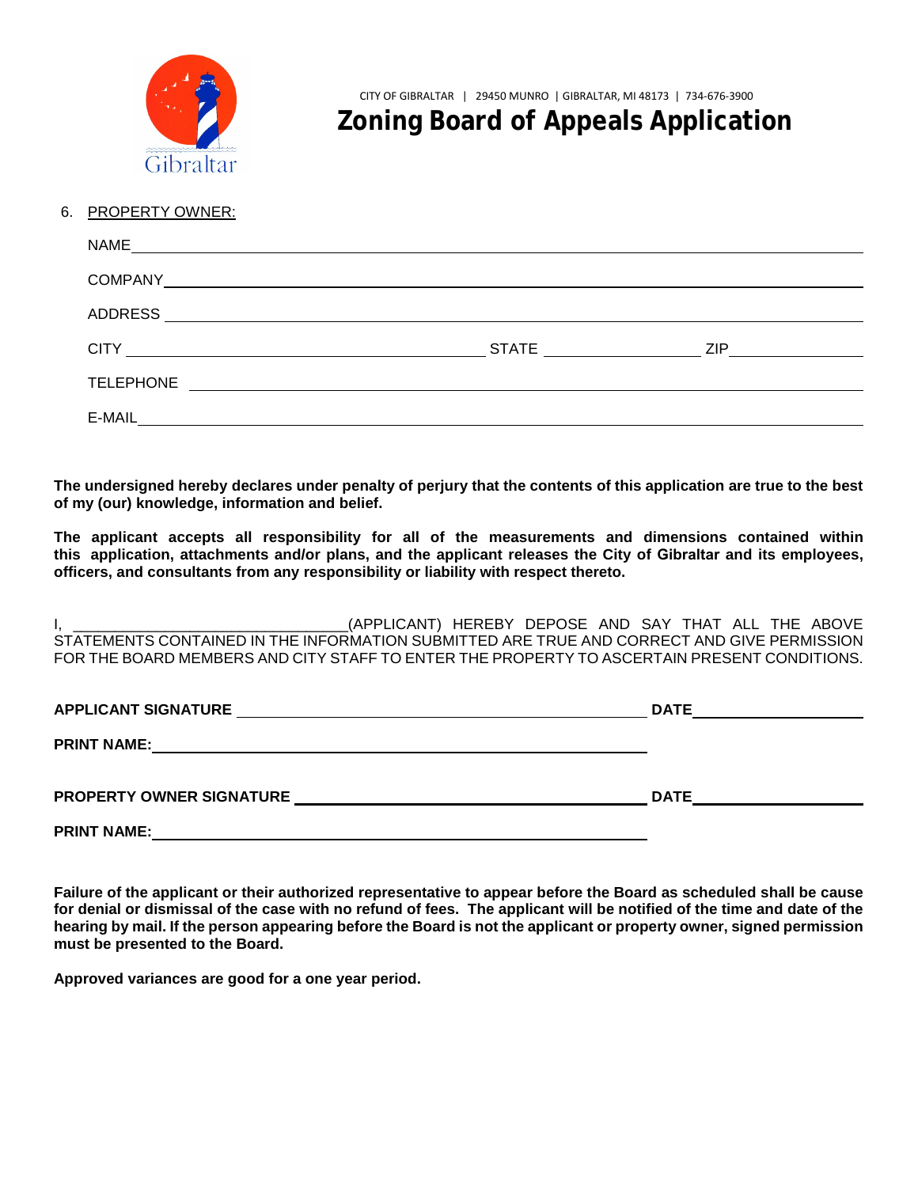CITY OF GIBRALTAR | 29450 MUNRO | GIBRALTAR, MI 48173 | 734-676-3900

# Zoning Board of Appeals Application

6. PROPERTY OWNER:

NAME \_\_\_\_\_\_\_\_\_\_\_\_\_\_\_\_\_\_\_\_\_\_\_\_\_\_\_\_\_\_\_\_\_\_\_\_\_\_\_\_

COMPANY \_\_\_\_\_\_\_\_\_\_\_\_\_\_\_\_\_\_\_\_\_\_\_\_\_\_\_\_\_\_\_\_\_\_\_\_\_\_\_\_

ADDRESS \_\_\_\_\_\_\_\_\_\_\_\_\_\_\_\_\_\_\_\_\_\_\_\_\_\_\_\_\_\_\_\_\_\_\_\_\_\_\_\_

CITY \_\_\_\_\_\_\_\_\_\_\_\_\_\_\_\_\_\_\_\_ STATE \_\_\_\_\_\_\_\_\_\_ ZIP \_\_\_\_\_\_\_\_\_\_

TELEPHONE \_\_\_\_\_\_\_\_\_\_\_\_\_\_\_\_\_\_\_\_\_\_\_\_\_\_\_\_\_\_\_\_\_\_\_\_\_\_\_\_

E-MAIL \_\_\_\_\_\_\_\_\_\_\_\_\_\_\_\_\_\_\_\_\_\_\_\_\_\_\_\_\_\_\_\_\_\_\_\_\_\_\_\_

**The undersigned hereby declares under penalty of perjury that the contents of this application are true to the best of my (our) knowledge, information and belief.**

**The applicant accepts all responsibility for all of the measurements and dimensions contained within this application, attachments and/or plans, and the applicant releases the City of Gibraltar and its employees, officers, and consultants from any responsibility or liability with respect thereto.**

I, \_\_\_\_\_\_\_\_\_\_\_\_\_\_\_\_\_\_\_\_\_\_\_\_\_\_\_\_\_\_\_\_(APPLICANT) HEREBY DEPOSE AND SAY THAT ALL THE ABOVE STATEMENTS CONTAINED IN THE INFORMATION SUBMITTED ARE TRUE AND CORRECT AND GIVE PERMISSION FOR THE BOARD MEMBERS AND CITY STAFF TO ENTER THE PROPERTY TO ASCERTAIN PRESENT CONDITIONS.

**APPLICANT SIGNATURE** \_\_\_\_\_\_\_\_\_\_\_\_\_\_\_\_\_\_\_\_\_\_\_\_\_\_\_\_\_\_ **DATE** \_\_\_\_\_\_\_\_\_\_\_\_

**PRINT NAME:** \_\_\_\_\_\_\_\_\_\_\_\_\_\_\_\_\_\_\_\_\_\_\_\_\_\_\_\_\_\_

**PROPERTY OWNER SIGNATURE** \_\_\_\_\_\_\_\_\_\_\_\_\_\_\_\_\_\_\_\_\_\_\_\_\_\_\_\_\_\_ **DATE** \_\_\_\_\_\_\_\_\_\_\_\_

**PRINT NAME:** \_\_\_\_\_\_\_\_\_\_\_\_\_\_\_\_\_\_\_\_\_\_\_\_\_\_\_\_\_\_

**Failure of the applicant or their authorized representative to appear before the Board as scheduled shall be cause for denial or dismissal of the case with no refund of fees. The applicant will be notified of the time and date of the hearing by mail. If the person appearing before the Board is not the applicant or property owner, signed permission must be presented to the Board.**

**Approved variances are good for a one year period.**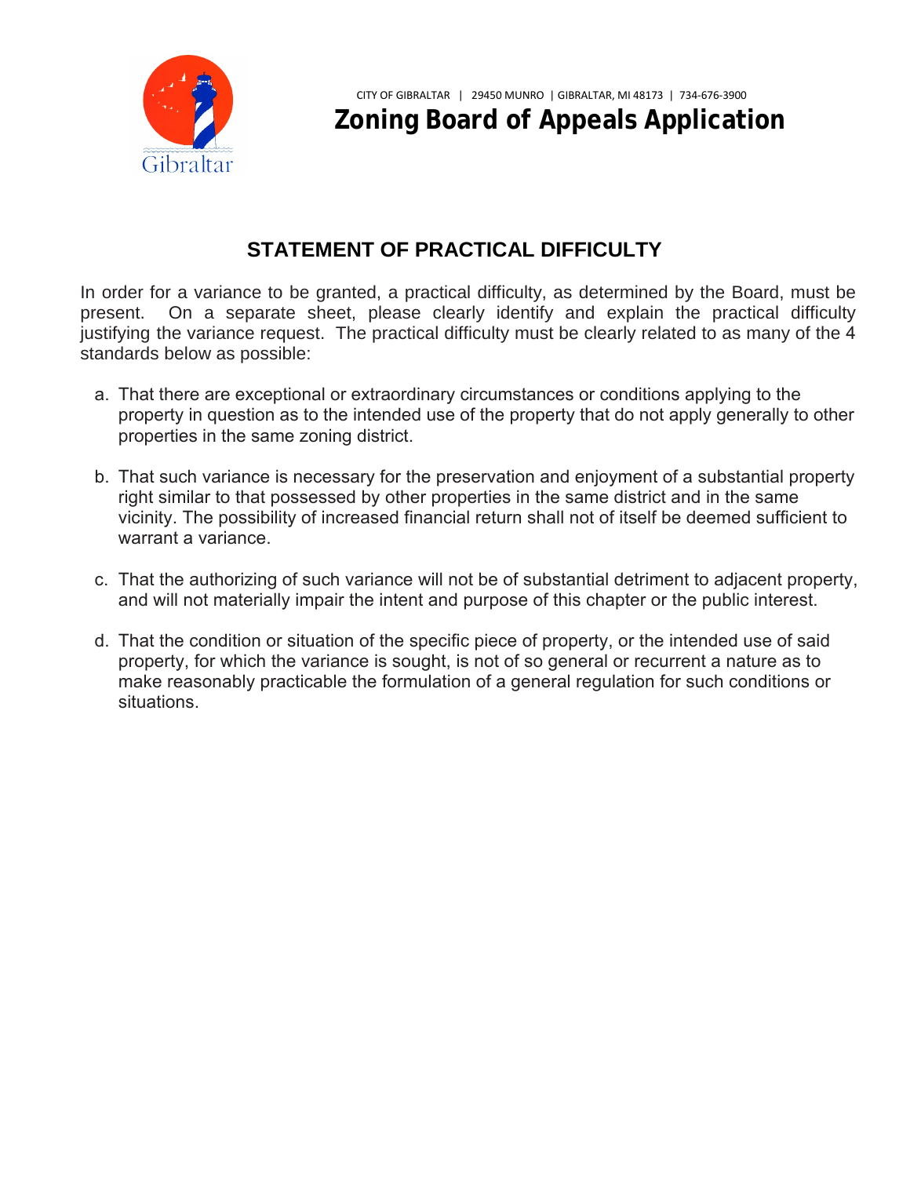CITY OF GIBRALTAR | 29450 MUNRO | GIBRALTAR, MI 48173 | 734-676-3900

# Zoning Board of Appeals Application

## STATEMENT OF PRACTICAL DIFFICULTY

In order for a variance to be granted, a practical difficulty, as determined by the Board, must be present. On a separate sheet, please clearly identify and explain the practical difficulty justifying the variance request. The practical difficulty must be clearly related to as many of the 4 standards below as possible:

a. That there are exceptional or extraordinary circumstances or conditions applying to the property in question as to the intended use of the property that do not apply generally to other properties in the same zoning district.

b. That such variance is necessary for the preservation and enjoyment of a substantial property right similar to that possessed by other properties in the same district and in the same vicinity. The possibility of increased financial return shall not of itself be deemed sufficient to warrant a variance.

c. That the authorizing of such variance will not be of substantial detriment to adjacent property, and will not materially impair the intent and purpose of this chapter or the public interest.

d. That the condition or situation of the specific piece of property, or the intended use of said property, for which the variance is sought, is not of so general or recurrent a nature as to make reasonably practicable the formulation of a general regulation for such conditions or situations.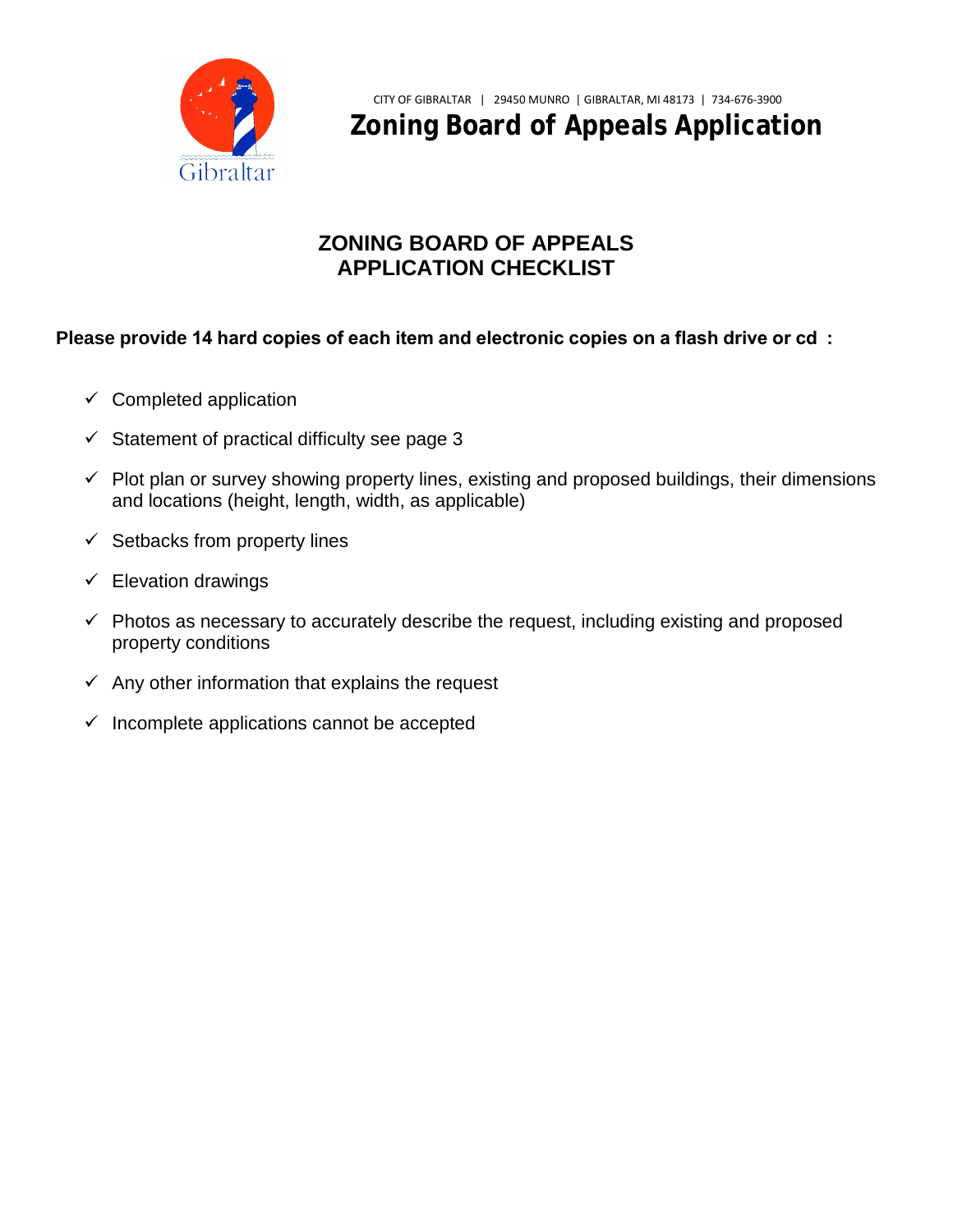CITY OF GIBRALTAR | 29450 MUNRO | GIBRALTAR, MI 48173 | 734-676-3900

# Zoning Board of Appeals Application

## ZONING BOARD OF APPEALS
## APPLICATION CHECKLIST

**Please provide 14 hard copies of each item and electronic copies on a flash drive or cd :**

- ✓ Completed application
- ✓ Statement of practical difficulty see page 3
- ✓ Plot plan or survey showing property lines, existing and proposed buildings, their dimensions and locations (height, length, width, as applicable)
- ✓ Setbacks from property lines
- ✓ Elevation drawings
- ✓ Photos as necessary to accurately describe the request, including existing and proposed property conditions
- ✓ Any other information that explains the request
- ✓ Incomplete applications cannot be accepted